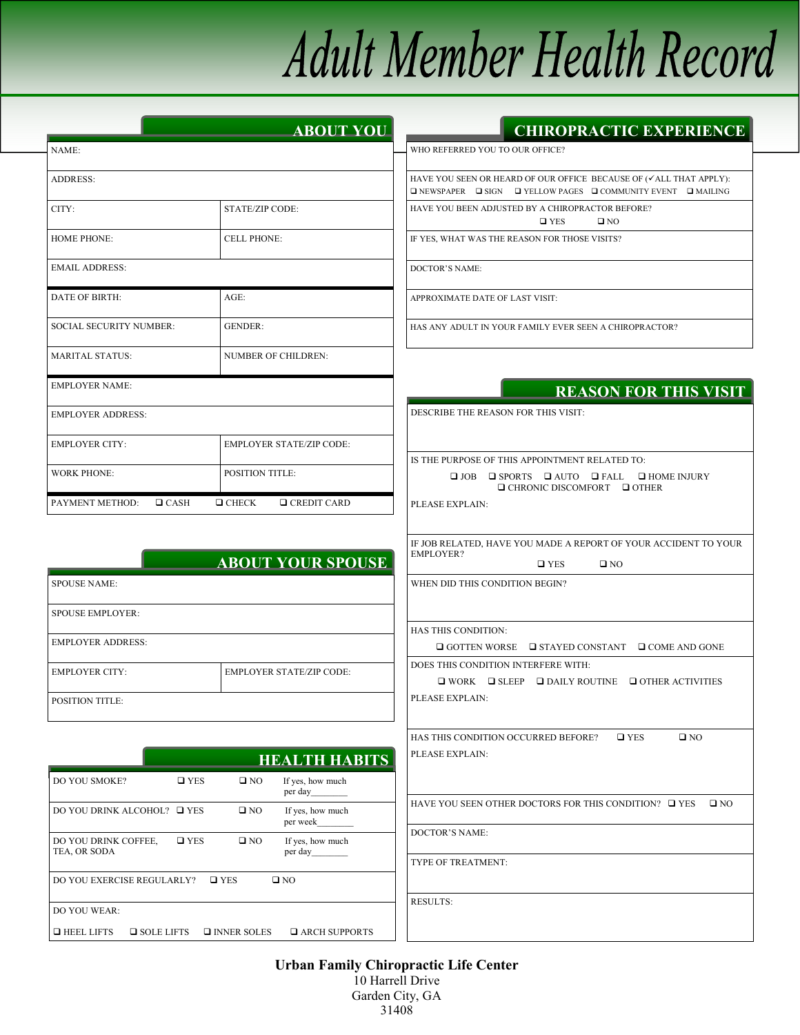# Adult Member Health Record

## ABOUT YOU

| | |
|---|---|
| NAME: | |
| ADDRESS: | |
| CITY: | STATE/ZIP CODE: |
| HOME PHONE: | CELL PHONE: |
| EMAIL ADDRESS: | |
| DATE OF BIRTH: | AGE: |
| SOCIAL SECURITY NUMBER: | GENDER: |
| MARITAL STATUS: | NUMBER OF CHILDREN: |
| EMPLOYER NAME: | |
| EMPLOYER ADDRESS: | |
| EMPLOYER CITY: | EMPLOYER STATE/ZIP CODE: |
| WORK PHONE: | POSITION TITLE: |
| PAYMENT METHOD: ❑ CASH ❑ CHECK ❑ CREDIT CARD | |

## ABOUT YOUR SPOUSE

| | |
|---|---|
| SPOUSE NAME: | |
| SPOUSE EMPLOYER: | |
| EMPLOYER ADDRESS: | |
| EMPLOYER CITY: | EMPLOYER STATE/ZIP CODE: |
| POSITION TITLE: | |

## HEALTH HABITS

| | | | |
|---|---|---|---|
| DO YOU SMOKE? | ❑ YES | ❑ NO | If yes, how much per day________ |
| DO YOU DRINK ALCOHOL? | ❑ YES | ❑ NO | If yes, how much per week________ |
| DO YOU DRINK COFFEE, TEA, OR SODA | ❑ YES | ❑ NO | If yes, how much per day________ |
| DO YOU EXERCISE REGULARLY? | ❑ YES | ❑ NO | |

DO YOU WEAR:

❑ HEEL LIFTS ❑ SOLE LIFTS ❑ INNER SOLES ❑ ARCH SUPPORTS

## CHIROPRACTIC EXPERIENCE

WHO REFERRED YOU TO OUR OFFICE?

HAVE YOU SEEN OR HEARD OF OUR OFFICE BECAUSE OF (✓ALL THAT APPLY):
❑ NEWSPAPER ❑ SIGN ❑ YELLOW PAGES ❑ COMMUNITY EVENT ❑ MAILING

HAVE YOU BEEN ADJUSTED BY A CHIROPRACTOR BEFORE?
❑ YES ❑ NO

IF YES, WHAT WAS THE REASON FOR THOSE VISITS?

DOCTOR'S NAME:

APPROXIMATE DATE OF LAST VISIT:

HAS ANY ADULT IN YOUR FAMILY EVER SEEN A CHIROPRACTOR?

## REASON FOR THIS VISIT

DESCRIBE THE REASON FOR THIS VISIT:

IS THE PURPOSE OF THIS APPOINTMENT RELATED TO:
❑ JOB ❑ SPORTS ❑ AUTO ❑ FALL ❑ HOME INJURY
❑ CHRONIC DISCOMFORT ❑ OTHER

PLEASE EXPLAIN:

IF JOB RELATED, HAVE YOU MADE A REPORT OF YOUR ACCIDENT TO YOUR EMPLOYER?
❑ YES ❑ NO

WHEN DID THIS CONDITION BEGIN?

HAS THIS CONDITION:
❑ GOTTEN WORSE ❑ STAYED CONSTANT ❑ COME AND GONE

DOES THIS CONDITION INTERFERE WITH:
❑ WORK ❑ SLEEP ❑ DAILY ROUTINE ❑ OTHER ACTIVITIES

PLEASE EXPLAIN:

HAS THIS CONDITION OCCURRED BEFORE? ❑ YES ❑ NO

PLEASE EXPLAIN:

HAVE YOU SEEN OTHER DOCTORS FOR THIS CONDITION? ❑ YES ❑ NO

DOCTOR'S NAME:

TYPE OF TREATMENT:

RESULTS:

**Urban Family Chiropractic Life Center**
10 Harrell Drive
Garden City, GA
31408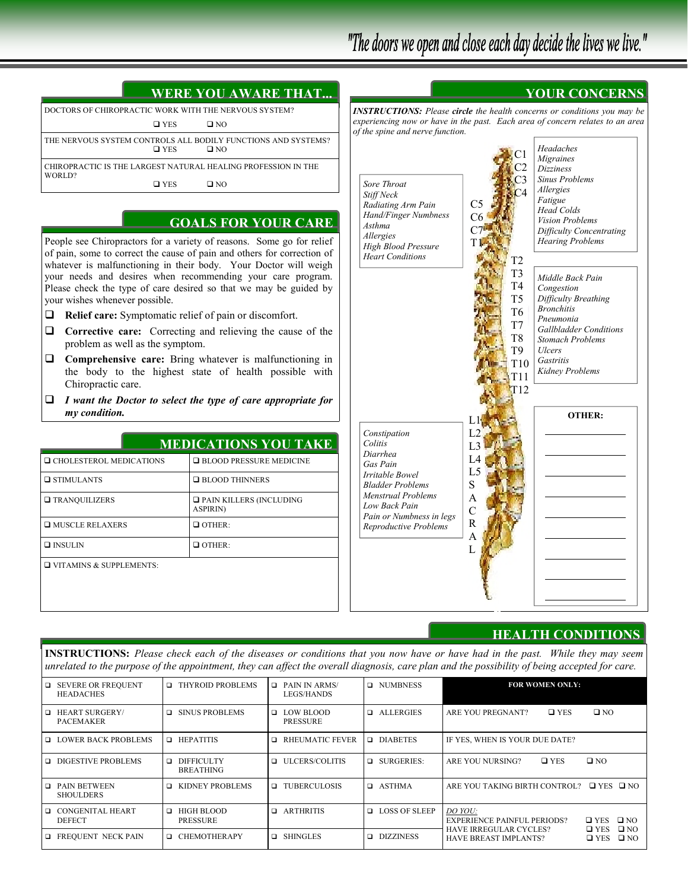"The doors we open and close each day decide the lives we live."

## WERE YOU AWARE THAT...

DOCTORS OF CHIROPRACTIC WORK WITH THE NERVOUS SYSTEM?
❑ YES ❑ NO

THE NERVOUS SYSTEM CONTROLS ALL BODILY FUNCTIONS AND SYSTEMS?
❑ YES ❑ NO

CHIROPRACTIC IS THE LARGEST NATURAL HEALING PROFESSION IN THE WORLD?
❑ YES ❑ NO

## GOALS FOR YOUR CARE

People see Chiropractors for a variety of reasons. Some go for relief of pain, some to correct the cause of pain and others for correction of whatever is malfunctioning in their body. Your Doctor will weigh your needs and desires when recommending your care program. Please check the type of care desired so that we may be guided by your wishes whenever possible.

- ❑ **Relief care:** Symptomatic relief of pain or discomfort.
- ❑ **Corrective care:** Correcting and relieving the cause of the problem as well as the symptom.
- ❑ **Comprehensive care:** Bring whatever is malfunctioning in the body to the highest state of health possible with Chiropractic care.
- ❑ ***I want the Doctor to select the type of care appropriate for my condition.***

## MEDICATIONS YOU TAKE

| | |
|---|---|
| ❑ CHOLESTEROL MEDICATIONS | ❑ BLOOD PRESSURE MEDICINE |
| ❑ STIMULANTS | ❑ BLOOD THINNERS |
| ❑ TRANQUILIZERS | ❑ PAIN KILLERS (INCLUDING ASPIRIN) |
| ❑ MUSCLE RELAXERS | ❑ OTHER: |
| ❑ INSULIN | ❑ OTHER: |
| ❑ VITAMINS & SUPPLEMENTS: | |

## YOUR CONCERNS

***INSTRUCTIONS:*** *Please* ***circle*** *the health concerns or conditions you may be experiencing now or have in the past. Each area of concern relates to an area of the spine and nerve function.*

**C1–C4:** *Headaches, Migraines, Dizziness, Sinus Problems, Allergies, Fatigue, Head Colds, Vision Problems, Difficulty Concentrating, Hearing Problems*

**C5–T1:** *Sore Throat, Stiff Neck, Radiating Arm Pain, Hand/Finger Numbness, Asthma, Allergies, High Blood Pressure, Heart Conditions*

**T2–T12:** *Middle Back Pain, Congestion, Difficulty Breathing, Bronchitis, Pneumonia, Gallbladder Conditions, Stomach Problems, Ulcers, Gastritis, Kidney Problems*

**L1–L5, SACRAL:** *Constipation, Colitis, Diarrhea, Gas Pain, Irritable Bowel, Bladder Problems, Menstrual Problems, Low Back Pain, Pain or Numbness in legs, Reproductive Problems*

**OTHER:**

______________

______________

______________

______________

______________

______________

______________

______________

______________

## HEALTH CONDITIONS

**INSTRUCTIONS:** *Please check each of the diseases or conditions that you now have or have had in the past. While they may seem unrelated to the purpose of the appointment, they can affect the overall diagnosis, care plan and the possibility of being accepted for care.*

| | | | |
|---|---|---|---|
| ❑ SEVERE OR FREQUENT HEADACHES | ❑ THYROID PROBLEMS | ❑ PAIN IN ARMS/ LEGS/HANDS | ❑ NUMBNESS |
| ❑ HEART SURGERY/ PACEMAKER | ❑ SINUS PROBLEMS | ❑ LOW BLOOD PRESSURE | ❑ ALLERGIES |
| ❑ LOWER BACK PROBLEMS | ❑ HEPATITIS | ❑ RHEUMATIC FEVER | ❑ DIABETES |
| ❑ DIGESTIVE PROBLEMS | ❑ DIFFICULTY BREATHING | ❑ ULCERS/COLITIS | ❑ SURGERIES: |
| ❑ PAIN BETWEEN SHOULDERS | ❑ KIDNEY PROBLEMS | ❑ TUBERCULOSIS | ❑ ASTHMA |
| ❑ CONGENITAL HEART DEFECT | ❑ HIGH BLOOD PRESSURE | ❑ ARTHRITIS | ❑ LOSS OF SLEEP |
| ❑ FREQUENT NECK PAIN | ❑ CHEMOTHERAPY | ❑ SHINGLES | ❑ DIZZINESS |

**FOR WOMEN ONLY:**

ARE YOU PREGNANT? ❑ YES ❑ NO

IF YES, WHEN IS YOUR DUE DATE?

ARE YOU NURSING? ❑ YES ❑ NO

ARE YOU TAKING BIRTH CONTROL? ❑ YES ❑ NO

*DO YOU:*
EXPERIENCE PAINFUL PERIODS? ❑ YES ❑ NO
HAVE IRREGULAR CYCLES? ❑ YES ❑ NO
HAVE BREAST IMPLANTS? ❑ YES ❑ NO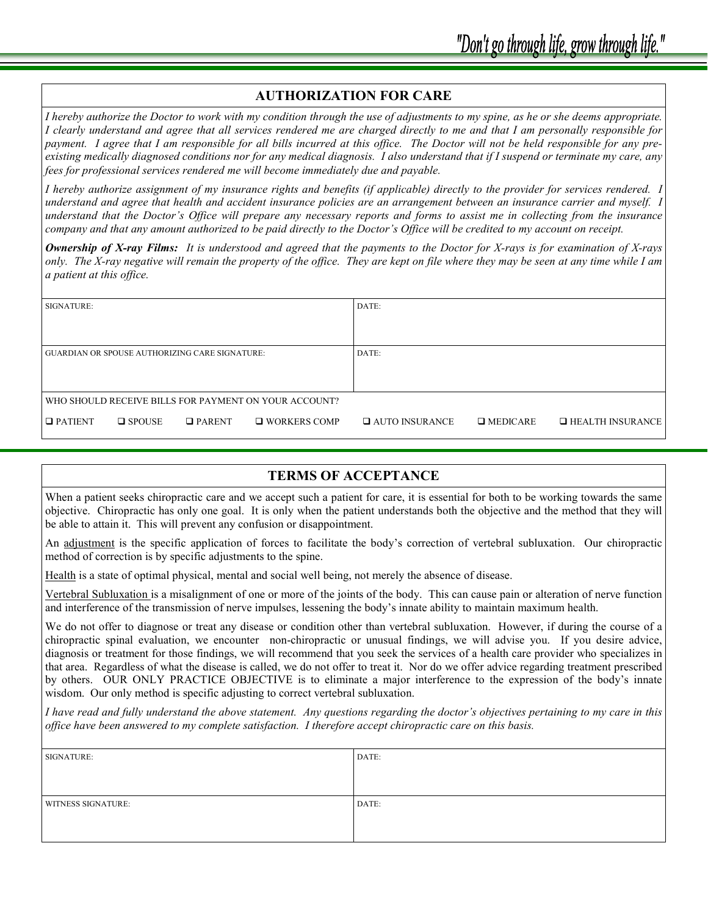"Don't go through life, grow through life."

## AUTHORIZATION FOR CARE

*I hereby authorize the Doctor to work with my condition through the use of adjustments to my spine, as he or she deems appropriate. I clearly understand and agree that all services rendered me are charged directly to me and that I am personally responsible for payment. I agree that I am responsible for all bills incurred at this office. The Doctor will not be held responsible for any pre-existing medically diagnosed conditions nor for any medical diagnosis. I also understand that if I suspend or terminate my care, any fees for professional services rendered me will become immediately due and payable.*

*I hereby authorize assignment of my insurance rights and benefits (if applicable) directly to the provider for services rendered. I understand and agree that health and accident insurance policies are an arrangement between an insurance carrier and myself. I understand that the Doctor's Office will prepare any necessary reports and forms to assist me in collecting from the insurance company and that any amount authorized to be paid directly to the Doctor's Office will be credited to my account on receipt.*

***Ownership of X-ray Films:*** *It is understood and agreed that the payments to the Doctor for X-rays is for examination of X-rays only. The X-ray negative will remain the property of the office. They are kept on file where they may be seen at any time while I am a patient at this office.*

| SIGNATURE: | DATE: |
|---|---|
| GUARDIAN OR SPOUSE AUTHORIZING CARE SIGNATURE: | DATE: |

WHO SHOULD RECEIVE BILLS FOR PAYMENT ON YOUR ACCOUNT?

☐ PATIENT ☐ SPOUSE ☐ PARENT ☐ WORKERS COMP ☐ AUTO INSURANCE ☐ MEDICARE ☐ HEALTH INSURANCE

## TERMS OF ACCEPTANCE

When a patient seeks chiropractic care and we accept such a patient for care, it is essential for both to be working towards the same objective. Chiropractic has only one goal. It is only when the patient understands both the objective and the method that they will be able to attain it. This will prevent any confusion or disappointment.

An adjustment is the specific application of forces to facilitate the body's correction of vertebral subluxation. Our chiropractic method of correction is by specific adjustments to the spine.

Health is a state of optimal physical, mental and social well being, not merely the absence of disease.

Vertebral Subluxation is a misalignment of one or more of the joints of the body. This can cause pain or alteration of nerve function and interference of the transmission of nerve impulses, lessening the body's innate ability to maintain maximum health.

We do not offer to diagnose or treat any disease or condition other than vertebral subluxation. However, if during the course of a chiropractic spinal evaluation, we encounter non-chiropractic or unusual findings, we will advise you. If you desire advice, diagnosis or treatment for those findings, we will recommend that you seek the services of a health care provider who specializes in that area. Regardless of what the disease is called, we do not offer to treat it. Nor do we offer advice regarding treatment prescribed by others. OUR ONLY PRACTICE OBJECTIVE is to eliminate a major interference to the expression of the body's innate wisdom. Our only method is specific adjusting to correct vertebral subluxation.

*I have read and fully understand the above statement. Any questions regarding the doctor's objectives pertaining to my care in this office have been answered to my complete satisfaction. I therefore accept chiropractic care on this basis.*

| SIGNATURE: | DATE: |
|---|---|
| WITNESS SIGNATURE: | DATE: |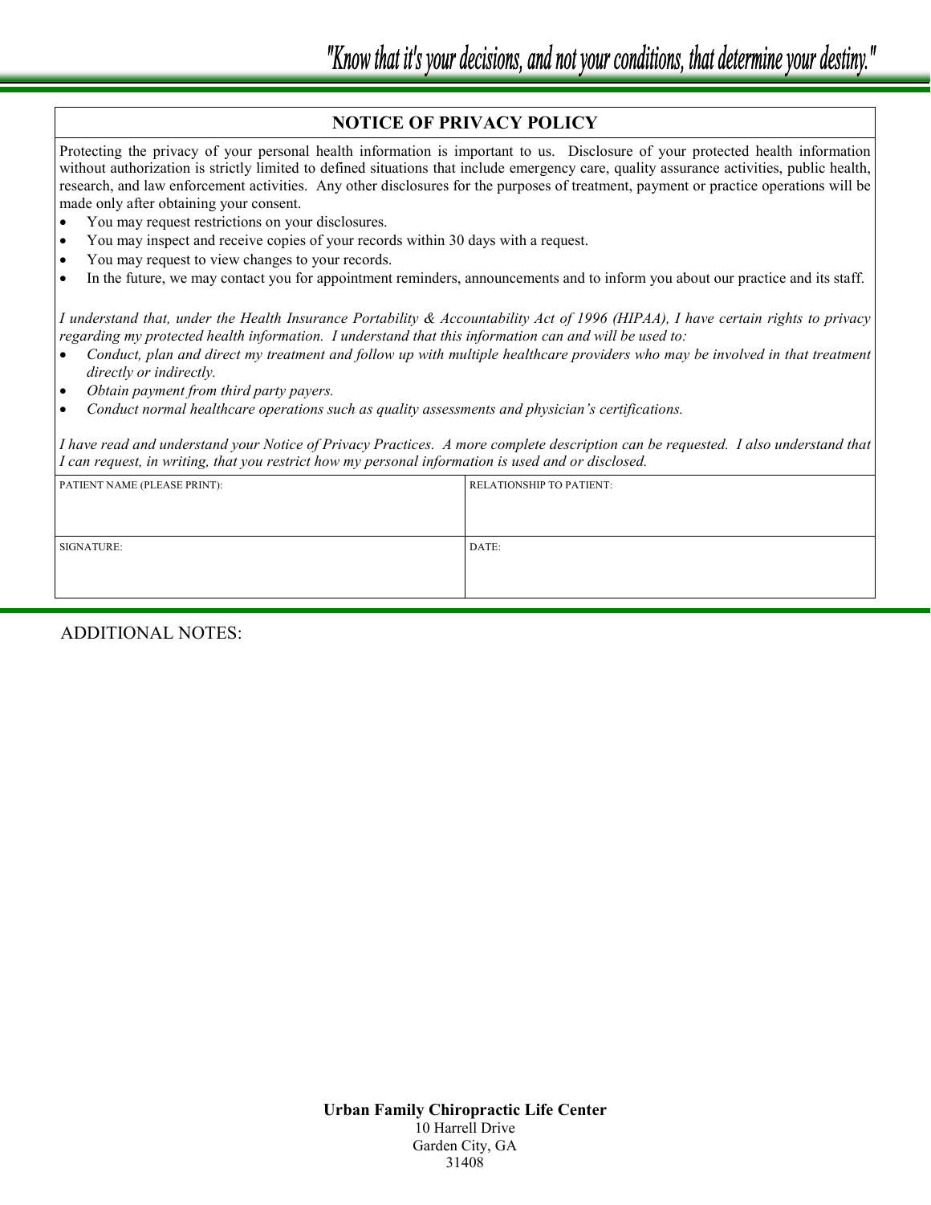"Know that it's your decisions, and not your conditions, that determine your destiny."

## NOTICE OF PRIVACY POLICY

Protecting the privacy of your personal health information is important to us. Disclosure of your protected health information without authorization is strictly limited to defined situations that include emergency care, quality assurance activities, public health, research, and law enforcement activities. Any other disclosures for the purposes of treatment, payment or practice operations will be made only after obtaining your consent.

- You may request restrictions on your disclosures.
- You may inspect and receive copies of your records within 30 days with a request.
- You may request to view changes to your records.
- In the future, we may contact you for appointment reminders, announcements and to inform you about our practice and its staff.

*I understand that, under the Health Insurance Portability & Accountability Act of 1996 (HIPAA), I have certain rights to privacy regarding my protected health information. I understand that this information can and will be used to:*

- *Conduct, plan and direct my treatment and follow up with multiple healthcare providers who may be involved in that treatment directly or indirectly.*
- *Obtain payment from third party payers.*
- *Conduct normal healthcare operations such as quality assessments and physician's certifications.*

*I have read and understand your Notice of Privacy Practices. A more complete description can be requested. I also understand that I can request, in writing, that you restrict how my personal information is used and or disclosed.*

| | |
|---|---|
| PATIENT NAME (PLEASE PRINT): | RELATIONSHIP TO PATIENT: |
| SIGNATURE: | DATE: |

ADDITIONAL NOTES:

**Urban Family Chiropractic Life Center**
10 Harrell Drive
Garden City, GA
31408